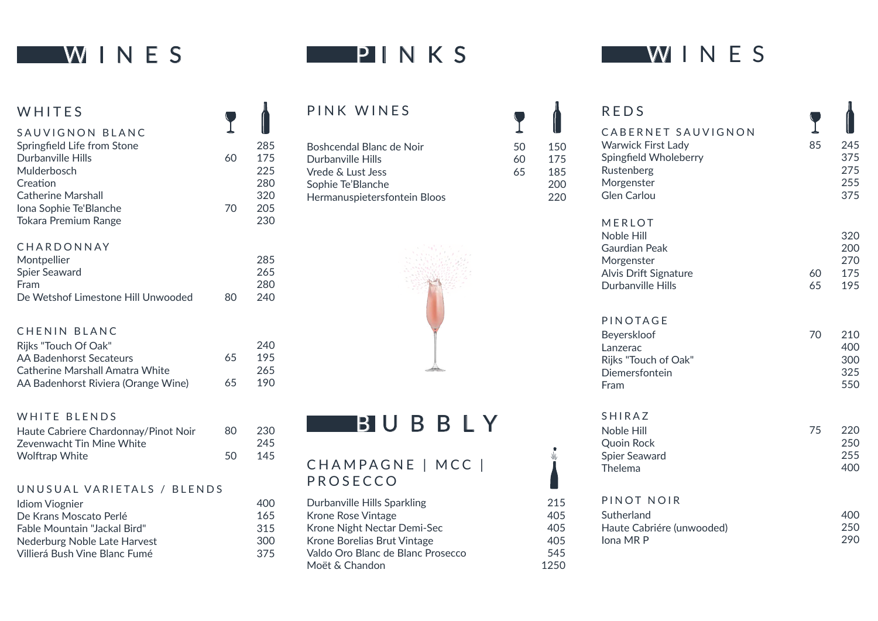# WINES

## WHITES

### SAUVIGNON BLANC

| | Glass | Bottle |
|---|---|---|
| Springfield Life from Stone | | 285 |
| Durbanville Hills | 60 | 175 |
| Mulderbosch | | 225 |
| Creation | | 280 |
| Catherine Marshall | | 320 |
| Iona Sophie Te'Blanche | 70 | 205 |
| Tokara Premium Range | | 230 |

### CHARDONNAY

| | Glass | Bottle |
|---|---|---|
| Montpellier | | 285 |
| Spier Seaward | | 265 |
| Fram | | 280 |
| De Wetshof Limestone Hill Unwooded | 80 | 240 |

### CHENIN BLANC

| | Glass | Bottle |
|---|---|---|
| Rijks "Touch Of Oak" | | 240 |
| AA Badenhorst Secateurs | 65 | 195 |
| Catherine Marshall Amatra White | | 265 |
| AA Badenhorst Riviera (Orange Wine) | 65 | 190 |

### WHITE BLENDS

| | Glass | Bottle |
|---|---|---|
| Haute Cabriere Chardonnay/Pinot Noir | 80 | 230 |
| Zevenwacht Tin Mine White | | 245 |
| Wolftrap White | 50 | 145 |

### UNUSUAL VARIETALS / BLENDS

| | Glass | Bottle |
|---|---|---|
| Idiom Viognier | | 400 |
| De Krans Moscato Perlé | | 165 |
| Fable Mountain "Jackal Bird" | | 315 |
| Nederburg Noble Late Harvest | | 300 |
| Villierá Bush Vine Blanc Fumé | | 375 |

# PINKS

## PINK WINES

| | Glass | Bottle |
|---|---|---|
| Boshcendal Blanc de Noir | 50 | 150 |
| Durbanville Hills | 60 | 175 |
| Vrede & Lust Jess | 65 | 185 |
| Sophie Te'Blanche | | 200 |
| Hermanuspietersfontein Bloos | | 220 |

# BUBBLY

## CHAMPAGNE | MCC | PROSECCO

| | Bottle |
|---|---|
| Durbanville Hills Sparkling | 215 |
| Krone Rose Vintage | 405 |
| Krone Night Nectar Demi-Sec | 405 |
| Krone Borelias Brut Vintage | 405 |
| Valdo Oro Blanc de Blanc Prosecco | 545 |
| Moët & Chandon | 1250 |

# WINES

## REDS

### CABERNET SAUVIGNON

| | Glass | Bottle |
|---|---|---|
| Warwick First Lady | 85 | 245 |
| Spingfield Wholeberry | | 375 |
| Rustenberg | | 275 |
| Morgenster | | 255 |
| Glen Carlou | | 375 |

### MERLOT

| | Glass | Bottle |
|---|---|---|
| Noble Hill | | 320 |
| Gaurdian Peak | | 200 |
| Morgenster | | 270 |
| Alvis Drift Signature | 60 | 175 |
| Durbanville Hills | 65 | 195 |

### PINOTAGE

| | Glass | Bottle |
|---|---|---|
| Beyerskloof | 70 | 210 |
| Lanzerac | | 400 |
| Rijks "Touch of Oak" | | 300 |
| Diemersfontein | | 325 |
| Fram | | 550 |

### SHIRAZ

| | Glass | Bottle |
|---|---|---|
| Noble Hill | 75 | 220 |
| Quoin Rock | | 250 |
| Spier Seaward | | 255 |
| Thelema | | 400 |

### PINOT NOIR

| | Glass | Bottle |
|---|---|---|
| Sutherland | | 400 |
| Haute Cabriére (unwooded) | | 250 |
| Iona MR P | | 290 |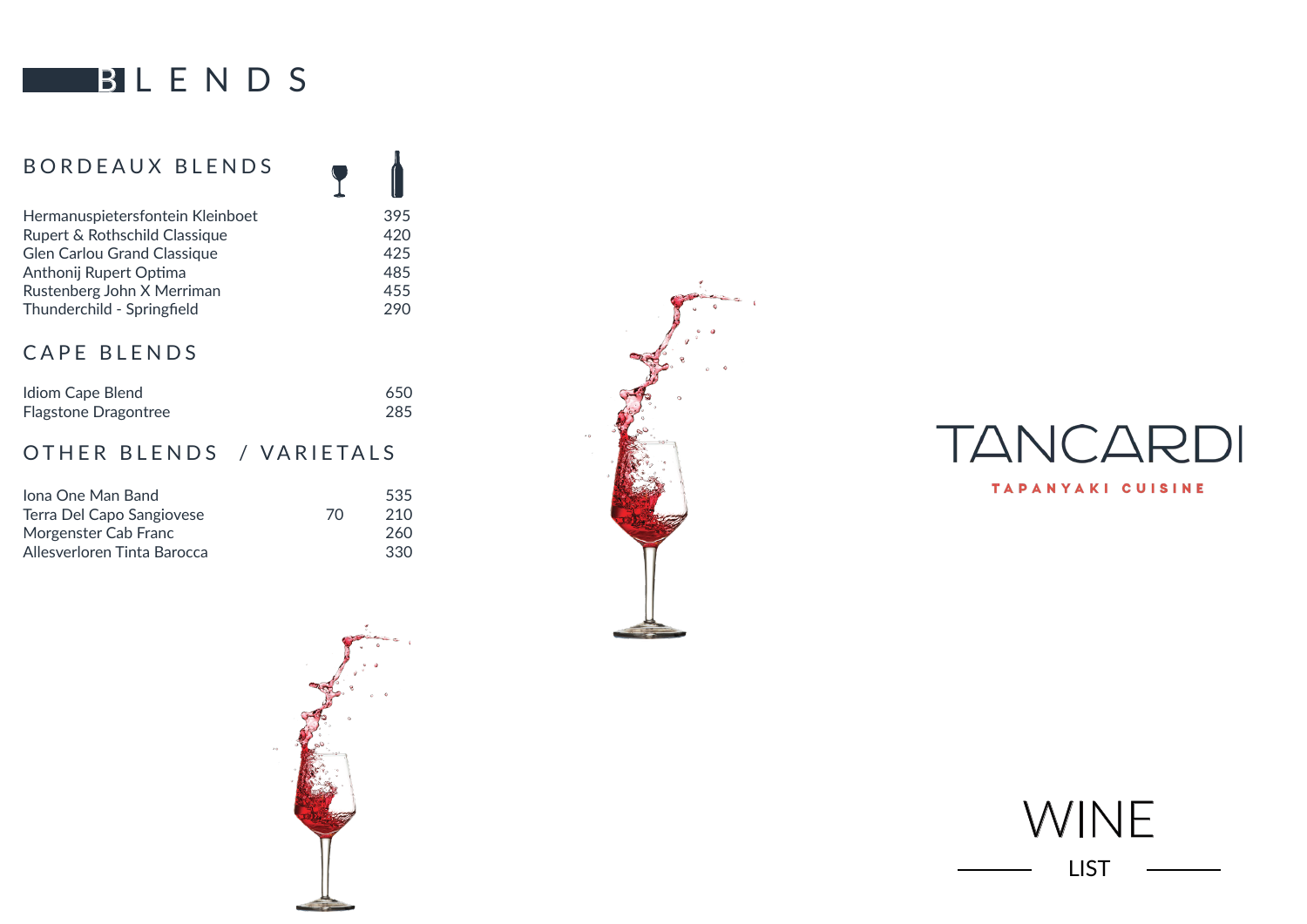# BLENDS

## BORDEAUX BLENDS

| | Glass | Bottle |
|---|---|---|
| Hermanuspietersfontein Kleinboet | | 395 |
| Rupert & Rothschild Classique | | 420 |
| Glen Carlou Grand Classique | | 425 |
| Anthonij Rupert Optima | | 485 |
| Rustenberg John X Merriman | | 455 |
| Thunderchild - Springfield | | 290 |

## CAPE BLENDS

| | Glass | Bottle |
|---|---|---|
| Idiom Cape Blend | | 650 |
| Flagstone Dragontree | | 285 |

## OTHER BLENDS / VARIETALS

| | Glass | Bottle |
|---|---|---|
| Iona One Man Band | | 535 |
| Terra Del Capo Sangiovese | 70 | 210 |
| Morgenster Cab Franc | | 260 |
| Allesverloren Tinta Barocca | | 330 |

# TANCARDI

TAPANYAKI CUISINE

# WINE

LIST